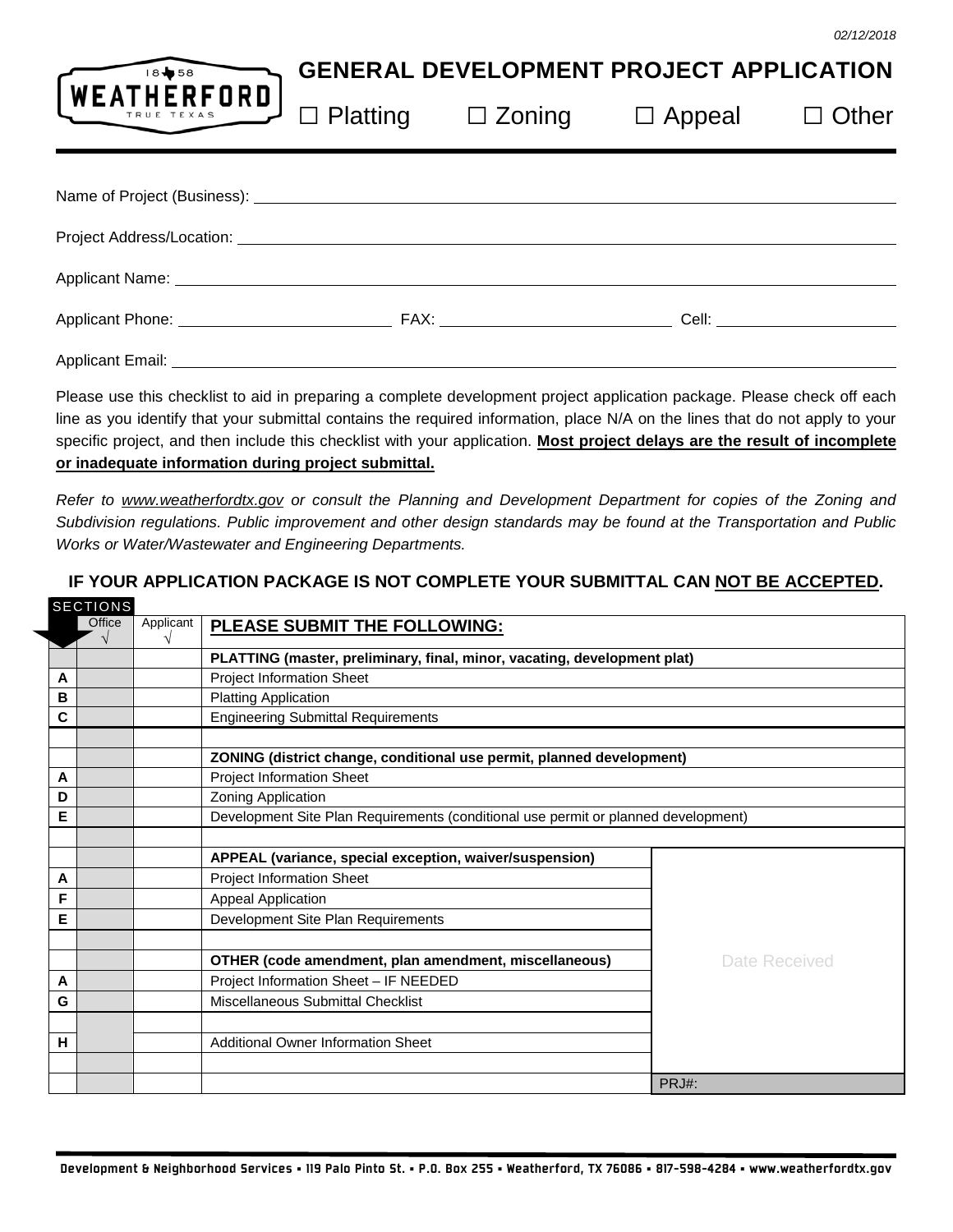02/12/2018

# GENERAL DEVELOPMENT PROJECT APPLICATION

☐ Platting ☐ Zoning ☐ Appeal ☐ Other

Name of Project (Business): ___________________________________________

Project Address/Location: ___________________________________________

Applicant Name: ___________________________________________

Applicant Phone: ____________________ FAX: ____________________ Cell: ____________________

Applicant Email: ___________________________________________

Please use this checklist to aid in preparing a complete development project application package. Please check off each line as you identify that your submittal contains the required information, place N/A on the lines that do not apply to your specific project, and then include this checklist with your application. **Most project delays are the result of incomplete or inadequate information during project submittal.**

*Refer to www.weatherfordtx.gov or consult the Planning and Development Department for copies of the Zoning and Subdivision regulations. Public improvement and other design standards may be found at the Transportation and Public Works or Water/Wastewater and Engineering Departments.*

**IF YOUR APPLICATION PACKAGE IS NOT COMPLETE YOUR SUBMITTAL CAN NOT BE ACCEPTED.**

| SECTIONS | Office √ | Applicant √ | PLEASE SUBMIT THE FOLLOWING: | |
|---|---|---|---|---|
| | | | **PLATTING (master, preliminary, final, minor, vacating, development plat)** | |
| A | | | Project Information Sheet | |
| B | | | Platting Application | |
| C | | | Engineering Submittal Requirements | |
| | | | | |
| | | | **ZONING (district change, conditional use permit, planned development)** | |
| A | | | Project Information Sheet | |
| D | | | Zoning Application | |
| E | | | Development Site Plan Requirements (conditional use permit or planned development) | |
| | | | | |
| | | | **APPEAL (variance, special exception, waiver/suspension)** | Date Received |
| A | | | Project Information Sheet | |
| F | | | Appeal Application | |
| E | | | Development Site Plan Requirements | |
| | | | | |
| | | | **OTHER (code amendment, plan amendment, miscellaneous)** | |
| A | | | Project Information Sheet – IF NEEDED | |
| G | | | Miscellaneous Submittal Checklist | |
| | | | | |
| H | | | Additional Owner Information Sheet | |
| | | | | |
| | | | | PRJ#: |

Development & Neighborhood Services ▪ 119 Palo Pinto St. ▪ P.O. Box 255 ▪ Weatherford, TX 76086 ▪ 817-598-4284 ▪ www.weatherfordtx.gov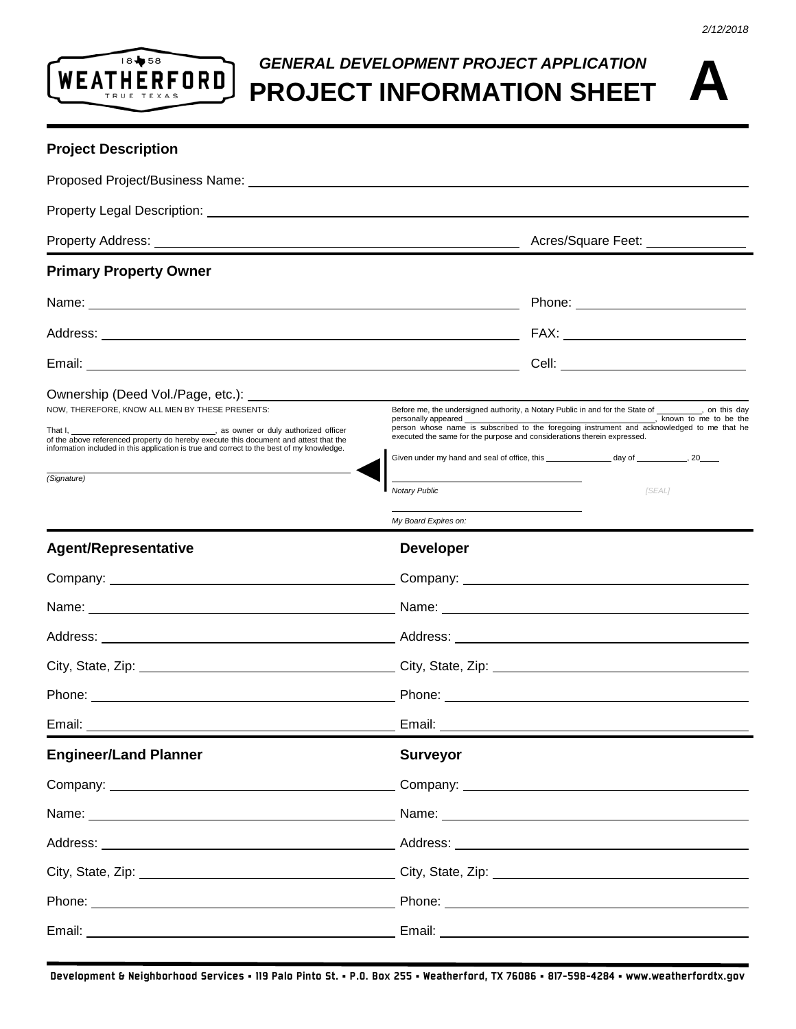2/12/2018

WEATHERFORD TRUE TEXAS 1858

*GENERAL DEVELOPMENT PROJECT APPLICATION*

# PROJECT INFORMATION SHEET A

## Project Description

Proposed Project/Business Name: ______________________________

Property Legal Description: ______________________________

Property Address: ______________________________ Acres/Square Feet: ______________

## Primary Property Owner

Name: ______________________________ Phone: ______________

Address: ______________________________ FAX: ______________

Email: ______________________________ Cell: ______________

Ownership (Deed Vol./Page, etc.): ______________________________

NOW, THEREFORE, KNOW ALL MEN BY THESE PRESENTS:

That I, ______________________________, as owner or duly authorized officer of the above referenced property do hereby execute this document and attest that the information included in this application is true and correct to the best of my knowledge.

______________________________
*(Signature)*

Before me, the undersigned authority, a Notary Public in and for the State of __________, on this day personally appeared ______________________________, known to me to be the person whose name is subscribed to the foregoing instrument and acknowledged to me that he executed the same for the purpose and considerations therein expressed.

Given under my hand and seal of office, this ______________ day of ___________, 20____

______________________________
*Notary Public* *[SEAL]*

______________________________
*My Board Expires on:*

## Agent/Representative

Company: ______________________________

Name: ______________________________

Address: ______________________________

City, State, Zip: ______________________________

Phone: ______________________________

Email: ______________________________

## Developer

Company: ______________________________

Name: ______________________________

Address: ______________________________

City, State, Zip: ______________________________

Phone: ______________________________

Email: ______________________________

## Engineer/Land Planner

Company: ______________________________

Name: ______________________________

Address: ______________________________

City, State, Zip: ______________________________

Phone: ______________________________

Email: ______________________________

## Surveyor

Company: ______________________________

Name: ______________________________

Address: ______________________________

City, State, Zip: ______________________________

Phone: ______________________________

Email: ______________________________

Development & Neighborhood Services ▪ 119 Palo Pinto St. ▪ P.O. Box 255 ▪ Weatherford, TX 76086 ▪ 817-598-4284 ▪ www.weatherfordtx.gov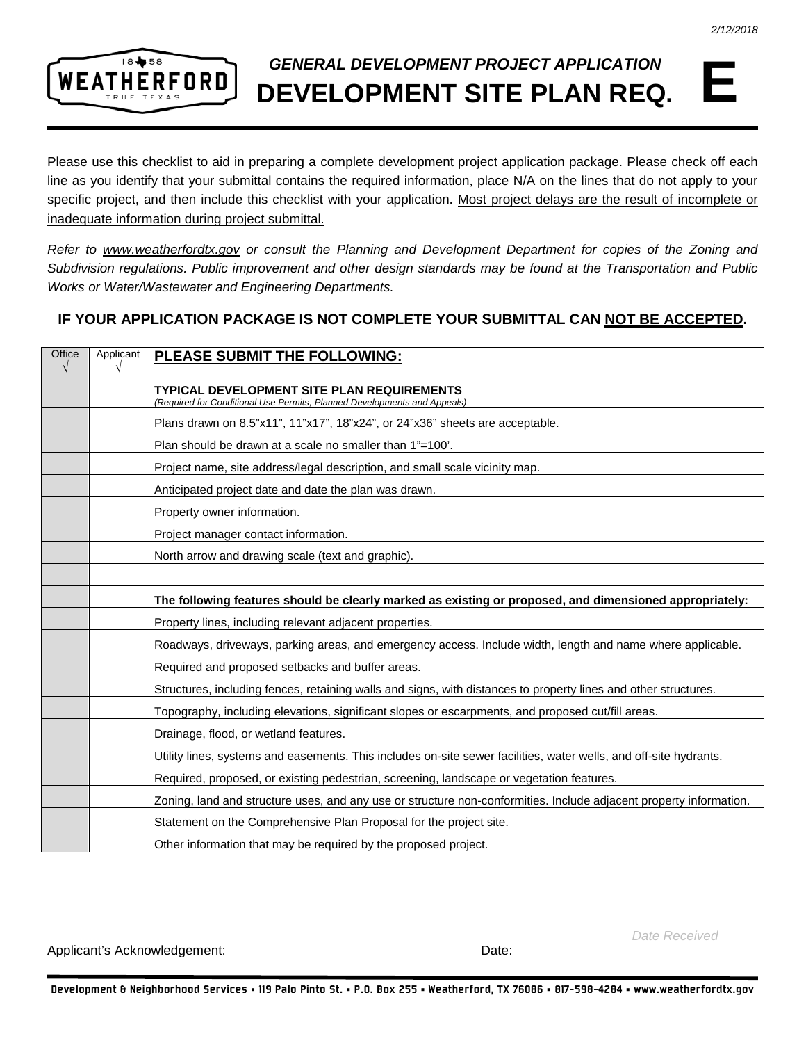2/12/2018

# GENERAL DEVELOPMENT PROJECT APPLICATION

# DEVELOPMENT SITE PLAN REQ. E

Please use this checklist to aid in preparing a complete development project application package. Please check off each line as you identify that your submittal contains the required information, place N/A on the lines that do not apply to your specific project, and then include this checklist with your application. Most project delays are the result of incomplete or inadequate information during project submittal.

*Refer to www.weatherfordtx.gov or consult the Planning and Development Department for copies of the Zoning and Subdivision regulations. Public improvement and other design standards may be found at the Transportation and Public Works or Water/Wastewater and Engineering Departments.*

**IF YOUR APPLICATION PACKAGE IS NOT COMPLETE YOUR SUBMITTAL CAN NOT BE ACCEPTED.**

| Office √ | Applicant √ | PLEASE SUBMIT THE FOLLOWING: |
|---|---|---|
| | | **TYPICAL DEVELOPMENT SITE PLAN REQUIREMENTS** *(Required for Conditional Use Permits, Planned Developments and Appeals)* |
| | | Plans drawn on 8.5”x11”, 11”x17”, 18”x24”, or 24”x36” sheets are acceptable. |
| | | Plan should be drawn at a scale no smaller than 1”=100’. |
| | | Project name, site address/legal description, and small scale vicinity map. |
| | | Anticipated project date and date the plan was drawn. |
| | | Property owner information. |
| | | Project manager contact information. |
| | | North arrow and drawing scale (text and graphic). |
| | | |
| | | **The following features should be clearly marked as existing or proposed, and dimensioned appropriately:** |
| | | Property lines, including relevant adjacent properties. |
| | | Roadways, driveways, parking areas, and emergency access. Include width, length and name where applicable. |
| | | Required and proposed setbacks and buffer areas. |
| | | Structures, including fences, retaining walls and signs, with distances to property lines and other structures. |
| | | Topography, including elevations, significant slopes or escarpments, and proposed cut/fill areas. |
| | | Drainage, flood, or wetland features. |
| | | Utility lines, systems and easements. This includes on-site sewer facilities, water wells, and off-site hydrants. |
| | | Required, proposed, or existing pedestrian, screening, landscape or vegetation features. |
| | | Zoning, land and structure uses, and any use or structure non-conformities. Include adjacent property information. |
| | | Statement on the Comprehensive Plan Proposal for the project site. |
| | | Other information that may be required by the proposed project. |

*Date Received*

Applicant’s Acknowledgement: ______________________ Date: __________

Development & Neighborhood Services ▪ 119 Palo Pinto St. ▪ P.O. Box 255 ▪ Weatherford, TX 76086 ▪ 817-598-4284 ▪ www.weatherfordtx.gov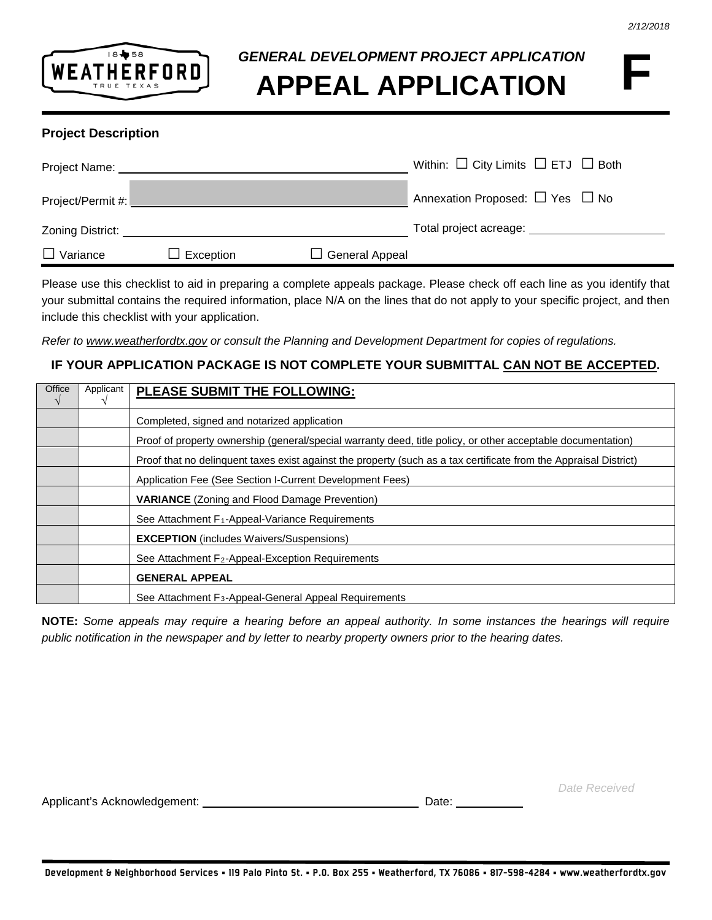2/12/2018

*GENERAL DEVELOPMENT PROJECT APPLICATION*

# APPEAL APPLICATION

# F

**Project Description**

Project Name: ______________________________ Within: ☐ City Limits ☐ ETJ ☐ Both

Project/Permit #: ______________________________ Annexation Proposed: ☐ Yes ☐ No

Zoning District: ______________________________ Total project acreage: ________________

☐ Variance ☐ Exception ☐ General Appeal

Please use this checklist to aid in preparing a complete appeals package. Please check off each line as you identify that your submittal contains the required information, place N/A on the lines that do not apply to your specific project, and then include this checklist with your application.

*Refer to www.weatherfordtx.gov or consult the Planning and Development Department for copies of regulations.*

**IF YOUR APPLICATION PACKAGE IS NOT COMPLETE YOUR SUBMITTAL CAN NOT BE ACCEPTED.**

| Office √ | Applicant √ | PLEASE SUBMIT THE FOLLOWING: |
|---|---|---|
| | | Completed, signed and notarized application |
| | | Proof of property ownership (general/special warranty deed, title policy, or other acceptable documentation) |
| | | Proof that no delinquent taxes exist against the property (such as a tax certificate from the Appraisal District) |
| | | Application Fee (See Section I-Current Development Fees) |
| | | **VARIANCE** (Zoning and Flood Damage Prevention) |
| | | See Attachment $F_1$-Appeal-Variance Requirements |
| | | **EXCEPTION** (includes Waivers/Suspensions) |
| | | See Attachment $F_2$-Appeal-Exception Requirements |
| | | **GENERAL APPEAL** |
| | | See Attachment $F_3$-Appeal-General Appeal Requirements |

**NOTE:** *Some appeals may require a hearing before an appeal authority. In some instances the hearings will require public notification in the newspaper and by letter to nearby property owners prior to the hearing dates.*

*Date Received*

Applicant's Acknowledgement: ______________________________ Date: __________

Development & Neighborhood Services ▪ 119 Palo Pinto St. ▪ P.O. Box 255 ▪ Weatherford, TX 76086 ▪ 817-598-4284 ▪ www.weatherfordtx.gov